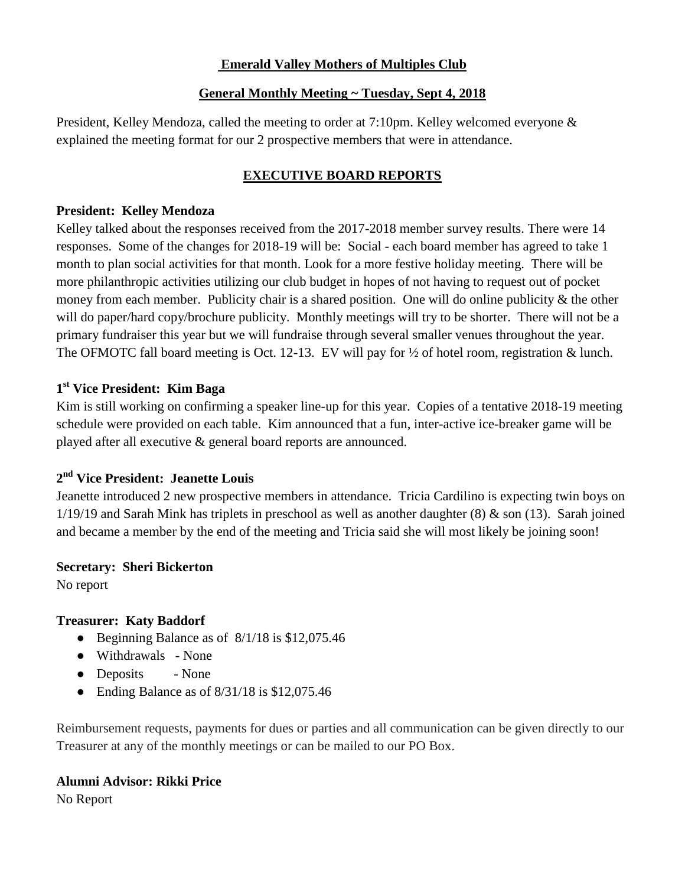## Emerald Valley Mothers of Multiples Club

### General Monthly Meeting ~ Tuesday, Sept 4, 2018

President, Kelley Mendoza, called the meeting to order at 7:10pm. Kelley welcomed everyone & explained the meeting format for our 2 prospective members that were in attendance.

### EXECUTIVE BOARD REPORTS

**President: Kelley Mendoza**

Kelley talked about the responses received from the 2017-2018 member survey results. There were 14 responses. Some of the changes for 2018-19 will be: Social - each board member has agreed to take 1 month to plan social activities for that month. Look for a more festive holiday meeting. There will be more philanthropic activities utilizing our club budget in hopes of not having to request out of pocket money from each member. Publicity chair is a shared position. One will do online publicity & the other will do paper/hard copy/brochure publicity. Monthly meetings will try to be shorter. There will not be a primary fundraiser this year but we will fundraise through several smaller venues throughout the year. The OFMOTC fall board meeting is Oct. 12-13. EV will pay for ½ of hotel room, registration & lunch.

**1st Vice President: Kim Baga**

Kim is still working on confirming a speaker line-up for this year. Copies of a tentative 2018-19 meeting schedule were provided on each table. Kim announced that a fun, inter-active ice-breaker game will be played after all executive & general board reports are announced.

**2nd Vice President: Jeanette Louis**

Jeanette introduced 2 new prospective members in attendance. Tricia Cardilino is expecting twin boys on 1/19/19 and Sarah Mink has triplets in preschool as well as another daughter (8) & son (13). Sarah joined and became a member by the end of the meeting and Tricia said she will most likely be joining soon!

**Secretary: Sheri Bickerton**

No report

**Treasurer: Katy Baddorf**

- Beginning Balance as of 8/1/18 is $12,075.46
- Withdrawals - None
- Deposits - None
- Ending Balance as of 8/31/18 is $12,075.46

Reimbursement requests, payments for dues or parties and all communication can be given directly to our Treasurer at any of the monthly meetings or can be mailed to our PO Box.

**Alumni Advisor: Rikki Price**

No Report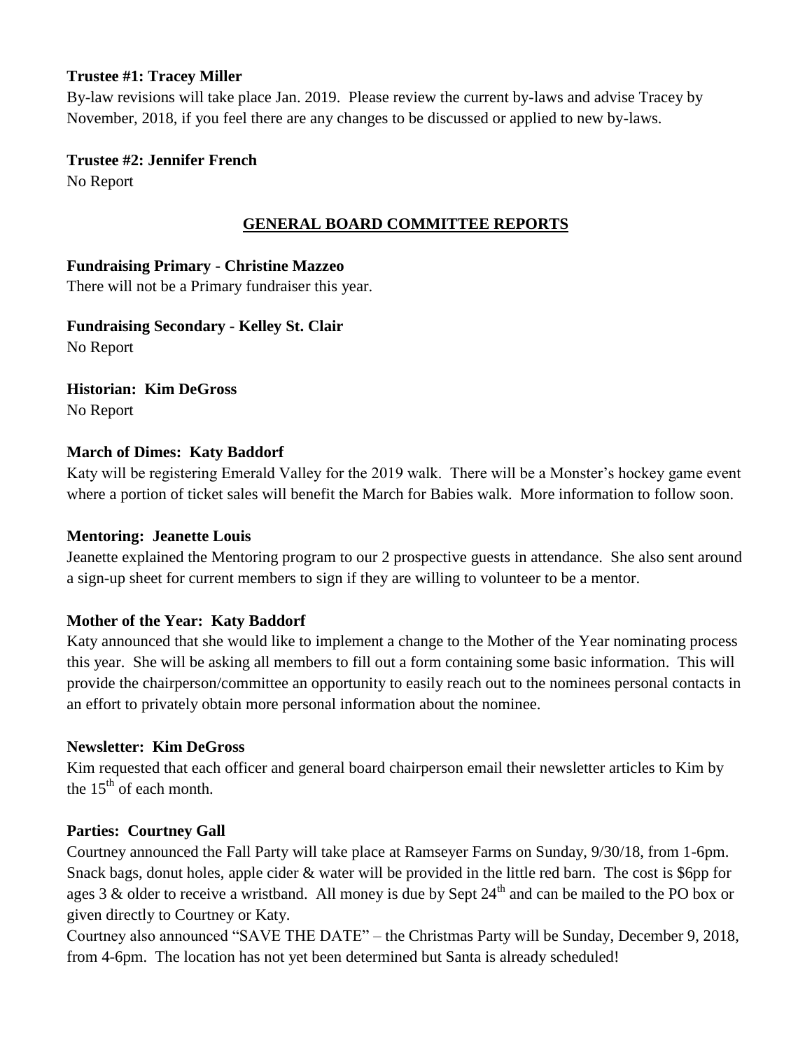**Trustee #1: Tracey Miller**

By-law revisions will take place Jan. 2019. Please review the current by-laws and advise Tracey by November, 2018, if you feel there are any changes to be discussed or applied to new by-laws.

**Trustee #2: Jennifer French**

No Report

## GENERAL BOARD COMMITTEE REPORTS

**Fundraising Primary - Christine Mazzeo**

There will not be a Primary fundraiser this year.

**Fundraising Secondary - Kelley St. Clair**

No Report

**Historian: Kim DeGross**

No Report

**March of Dimes: Katy Baddorf**

Katy will be registering Emerald Valley for the 2019 walk. There will be a Monster's hockey game event where a portion of ticket sales will benefit the March for Babies walk. More information to follow soon.

**Mentoring: Jeanette Louis**

Jeanette explained the Mentoring program to our 2 prospective guests in attendance. She also sent around a sign-up sheet for current members to sign if they are willing to volunteer to be a mentor.

**Mother of the Year: Katy Baddorf**

Katy announced that she would like to implement a change to the Mother of the Year nominating process this year. She will be asking all members to fill out a form containing some basic information. This will provide the chairperson/committee an opportunity to easily reach out to the nominees personal contacts in an effort to privately obtain more personal information about the nominee.

**Newsletter: Kim DeGross**

Kim requested that each officer and general board chairperson email their newsletter articles to Kim by the 15th of each month.

**Parties: Courtney Gall**

Courtney announced the Fall Party will take place at Ramseyer Farms on Sunday, 9/30/18, from 1-6pm. Snack bags, donut holes, apple cider & water will be provided in the little red barn. The cost is $6pp for ages 3 & older to receive a wristband. All money is due by Sept 24th and can be mailed to the PO box or given directly to Courtney or Katy.

Courtney also announced "SAVE THE DATE" – the Christmas Party will be Sunday, December 9, 2018, from 4-6pm. The location has not yet been determined but Santa is already scheduled!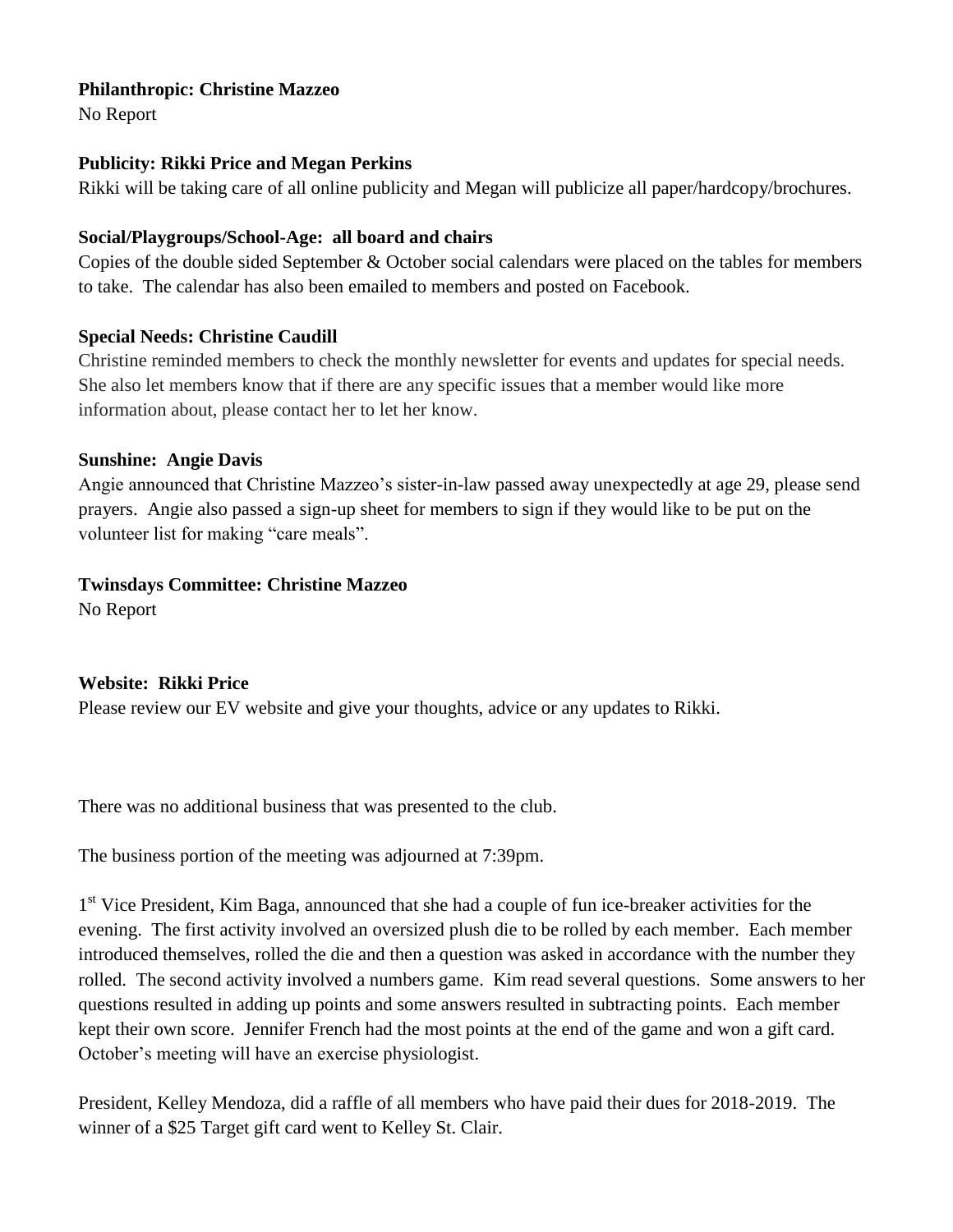**Philanthropic: Christine Mazzeo**
No Report

**Publicity: Rikki Price and Megan Perkins**
Rikki will be taking care of all online publicity and Megan will publicize all paper/hardcopy/brochures.

**Social/Playgroups/School-Age: all board and chairs**
Copies of the double sided September & October social calendars were placed on the tables for members to take. The calendar has also been emailed to members and posted on Facebook.

**Special Needs: Christine Caudill**
Christine reminded members to check the monthly newsletter for events and updates for special needs. She also let members know that if there are any specific issues that a member would like more information about, please contact her to let her know.

**Sunshine: Angie Davis**
Angie announced that Christine Mazzeo's sister-in-law passed away unexpectedly at age 29, please send prayers. Angie also passed a sign-up sheet for members to sign if they would like to be put on the volunteer list for making "care meals".

**Twinsdays Committee: Christine Mazzeo**
No Report

**Website: Rikki Price**
Please review our EV website and give your thoughts, advice or any updates to Rikki.

There was no additional business that was presented to the club.

The business portion of the meeting was adjourned at 7:39pm.

1st Vice President, Kim Baga, announced that she had a couple of fun ice-breaker activities for the evening. The first activity involved an oversized plush die to be rolled by each member. Each member introduced themselves, rolled the die and then a question was asked in accordance with the number they rolled. The second activity involved a numbers game. Kim read several questions. Some answers to her questions resulted in adding up points and some answers resulted in subtracting points. Each member kept their own score. Jennifer French had the most points at the end of the game and won a gift card. October's meeting will have an exercise physiologist.

President, Kelley Mendoza, did a raffle of all members who have paid their dues for 2018-2019. The winner of a $25 Target gift card went to Kelley St. Clair.